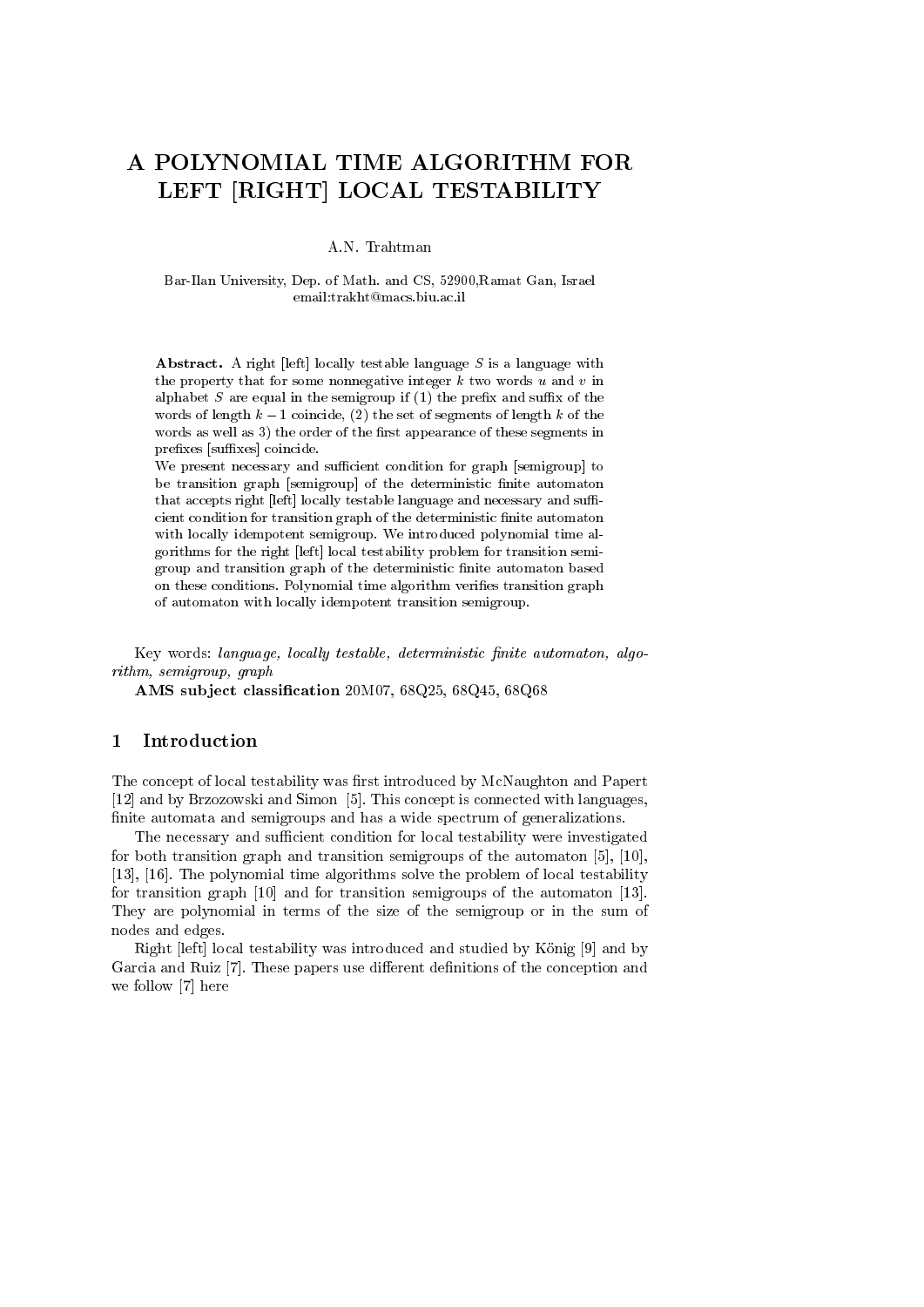# A POLYNOMIAL TIME ALGORITHM FOR LEFT [RIGHT] LOCAL TESTABILITY

A.N. Trahtman

Bar-Ilan University, Dep. of Math. and CS, 52900,Ramat Gan, Israel
email:trakht@macs.biu.ac.il

**Abstract.** A right [left] locally testable language $S$ is a language with the property that for some nonnegative integer $k$ two words $u$ and $v$ in alphabet $S$ are equal in the semigroup if (1) the prefix and suffix of the words of length $k-1$ coincide, (2) the set of segments of length $k$ of the words as well as 3) the order of the first appearance of these segments in prefixes [suffixes] coincide.

We present necessary and sufficient condition for graph [semigroup] to be transition graph [semigroup] of the deterministic finite automaton that accepts right [left] locally testable language and necessary and sufficient condition for transition graph of the deterministic finite automaton with locally idempotent semigroup. We introduced polynomial time algorithms for the right [left] local testability problem for transition semigroup and transition graph of the deterministic finite automaton based on these conditions. Polynomial time algorithm verifies transition graph of automaton with locally idempotent transition semigroup.

Key words: *language, locally testable, deterministic finite automaton, algorithm, semigroup, graph*

**AMS subject classification** 20M07, 68Q25, 68Q45, 68Q68

## 1 Introduction

The concept of local testability was first introduced by McNaughton and Papert [12] and by Brzozowski and Simon [5]. This concept is connected with languages, finite automata and semigroups and has a wide spectrum of generalizations.

The necessary and sufficient condition for local testability were investigated for both transition graph and transition semigroups of the automaton [5], [10], [13], [16]. The polynomial time algorithms solve the problem of local testability for transition graph [10] and for transition semigroups of the automaton [13]. They are polynomial in terms of the size of the semigroup or in the sum of nodes and edges.

Right [left] local testability was introduced and studied by König [9] and by Garcia and Ruiz [7]. These papers use different definitions of the conception and we follow [7] here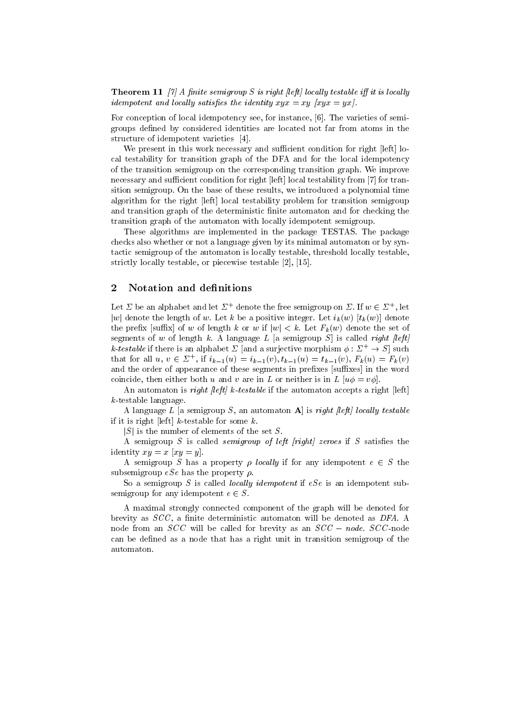**Theorem 11** *[7] A finite semigroup $S$ is right [left] locally testable iff it is locally idempotent and locally satisfies the identity $xyx = xy$ [$xyx = yx$].*

For conception of local idempotency see, for instance, [6]. The varieties of semigroups defined by considered identities are located not far from atoms in the structure of idempotent varieties [4].

We present in this work necessary and sufficient condition for right [left] local testability for transition graph of the DFA and for the local idempotency of the transition semigroup on the corresponding transition graph. We improve necessary and sufficient condition for right [left] local testability from [7] for transition semigroup. On the base of these results, we introduced a polynomial time algorithm for the right [left] local testability problem for transition semigroup and transition graph of the deterministic finite automaton and for checking the transition graph of the automaton with locally idempotent semigroup.

These algorithms are implemented in the package TESTAS. The package checks also whether or not a language given by its minimal automaton or by syntactic semigroup of the automaton is locally testable, threshold locally testable, strictly locally testable, or piecewise testable [2], [15].

## 2 Notation and definitions

Let $\Sigma$ be an alphabet and let $\Sigma^+$ denote the free semigroup on $\Sigma$. If $w \in \Sigma^+$, let $|w|$ denote the length of $w$. Let $k$ be a positive integer. Let $i_k(w)$ [$t_k(w)$] denote the prefix [suffix] of $w$ of length $k$ or $w$ if $|w| < k$. Let $F_k(w)$ denote the set of segments of $w$ of length $k$. A language $L$ [a semigroup $S$] is called *right [left] $k$-testable* if there is an alphabet $\Sigma$ [and a surjective morphism $\phi : \Sigma^+ \to S$] such that for all $u, v \in \Sigma^+$, if $i_{k-1}(u) = i_{k-1}(v), t_{k-1}(u) = t_{k-1}(v)$, $F_k(u) = F_k(v)$ and the order of appearance of these segments in prefixes [suffixes] in the word coincide, then either both $u$ and $v$ are in $L$ or neither is in $L$ [$u\phi = v\phi$].

An automaton is *right [left] $k$-testable* if the automaton accepts a right [left] $k$-testable language.

A language $L$ [a semigroup $S$, an automaton $\mathbf{A}$] is *right [left] locally testable* if it is right [left] $k$-testable for some $k$.

$|S|$ is the number of elements of the set $S$.

A semigroup $S$ is called *semigroup of left [right] zeroes* if $S$ satisfies the identity $xy = x$ [$xy = y$].

A semigroup $S$ has a property $\rho$ *locally* if for any idempotent $e \in S$ the subsemigroup $eSe$ has the property $\rho$.

So a semigroup $S$ is called *locally idempotent* if $eSe$ is an idempotent subsemigroup for any idempotent $e \in S$.

A maximal strongly connected component of the graph will be denoted for brevity as *SCC*, a finite deterministic automaton will be denoted as *DFA*. A node from an *SCC* will be called for brevity as an *SCC − node*. *SCC*-node can be defined as a node that has a right unit in transition semigroup of the automaton.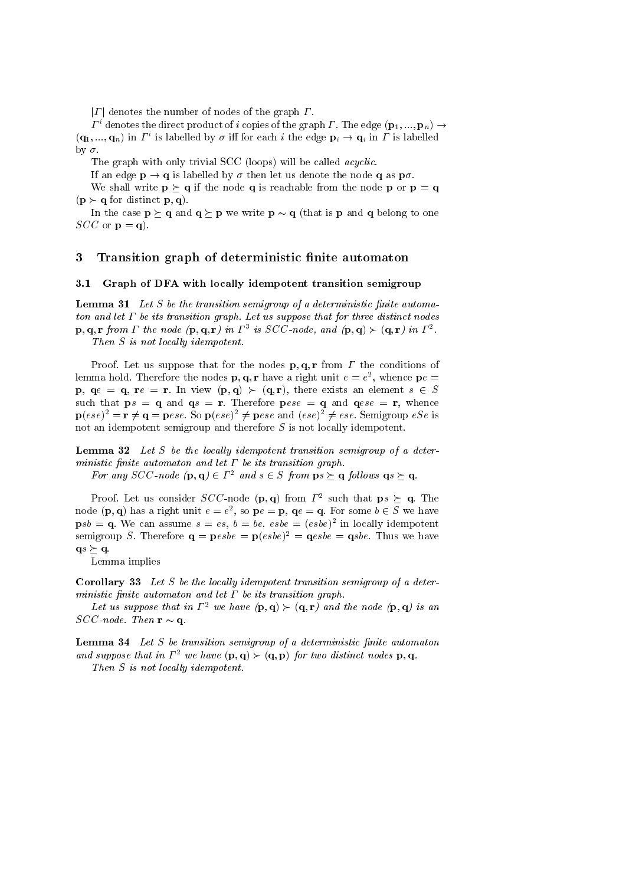$|\Gamma|$ denotes the number of nodes of the graph $\Gamma$.

$\Gamma^i$ denotes the direct product of $i$ copies of the graph $\Gamma$. The edge $(\mathbf{p}_1, ..., \mathbf{p}_n) \to (\mathbf{q}_1, ..., \mathbf{q}_n)$ in $\Gamma^i$ is labelled by $\sigma$ iff for each $i$ the edge $\mathbf{p}_i \to \mathbf{q}_i$ in $\Gamma$ is labelled by $\sigma$.

The graph with only trivial SCC (loops) will be called *acyclic*.

If an edge $\mathbf{p} \to \mathbf{q}$ is labelled by $\sigma$ then let us denote the node $\mathbf{q}$ as $\mathbf{p}\sigma$.

We shall write $\mathbf{p} \succeq \mathbf{q}$ if the node $\mathbf{q}$ is reachable from the node $\mathbf{p}$ or $\mathbf{p} = \mathbf{q}$ ($\mathbf{p} \succ \mathbf{q}$ for distinct $\mathbf{p}, \mathbf{q}$).

In the case $\mathbf{p} \succeq \mathbf{q}$ and $\mathbf{q} \succeq \mathbf{p}$ we write $\mathbf{p} \sim \mathbf{q}$ (that is $\mathbf{p}$ and $\mathbf{q}$ belong to one $SCC$ or $\mathbf{p} = \mathbf{q}$).

## 3 Transition graph of deterministic finite automaton

### 3.1 Graph of DFA with locally idempotent transition semigroup

**Lemma 31** *Let $S$ be the transition semigroup of a deterministic finite automaton and let $\Gamma$ be its transition graph. Let us suppose that for three distinct nodes $\mathbf{p}, \mathbf{q}, \mathbf{r}$ from $\Gamma$ the node $(\mathbf{p}, \mathbf{q}, \mathbf{r})$ in $\Gamma^3$ is $SCC$-node, and $(\mathbf{p}, \mathbf{q}) \succ (\mathbf{q}, \mathbf{r})$ in $\Gamma^2$.*

*Then $S$ is not locally idempotent.*

Proof. Let us suppose that for the nodes $\mathbf{p}, \mathbf{q}, \mathbf{r}$ from $\Gamma$ the conditions of lemma hold. Therefore the nodes $\mathbf{p}, \mathbf{q}, \mathbf{r}$ have a right unit $e = e^2$, whence $\mathbf{p}e = \mathbf{p}$, $\mathbf{q}e = \mathbf{q}$, $\mathbf{r}e = \mathbf{r}$. In view $(\mathbf{p}, \mathbf{q}) \succ (\mathbf{q}, \mathbf{r})$, there exists an element $s \in S$ such that $\mathbf{p}s = \mathbf{q}$ and $\mathbf{q}s = \mathbf{r}$. Therefore $\mathbf{p}ese = \mathbf{q}$ and $\mathbf{q}ese = \mathbf{r}$, whence $\mathbf{p}(ese)^2 = \mathbf{r} \neq \mathbf{q} = \mathbf{p}ese$. So $\mathbf{p}(ese)^2 \neq \mathbf{p}ese$ and $(ese)^2 \neq ese$. Semigroup $eSe$ is not an idempotent semigroup and therefore $S$ is not locally idempotent.

**Lemma 32** *Let $S$ be the locally idempotent transition semigroup of a deterministic finite automaton and let $\Gamma$ be its transition graph.*

*For any $SCC$-node $(\mathbf{p}, \mathbf{q}) \in \Gamma^2$ and $s \in S$ from $\mathbf{p}s \succeq \mathbf{q}$ follows $\mathbf{q}s \succeq \mathbf{q}$.*

Proof. Let us consider $SCC$-node $(\mathbf{p}, \mathbf{q})$ from $\Gamma^2$ such that $\mathbf{p}s \succeq \mathbf{q}$. The node $(\mathbf{p}, \mathbf{q})$ has a right unit $e = e^2$, so $\mathbf{p}e = \mathbf{p}$, $\mathbf{q}e = \mathbf{q}$. For some $b \in S$ we have $\mathbf{p}sb = \mathbf{q}$. We can assume $s = es$, $b = be$. $esbe = (esbe)^2$ in locally idempotent semigroup $S$. Therefore $\mathbf{q} = \mathbf{p}esbe = \mathbf{p}(esbe)^2 = \mathbf{q}esbe = \mathbf{q}sbe$. Thus we have $\mathbf{q}s \succeq \mathbf{q}$.

Lemma implies

**Corollary 33** *Let $S$ be the locally idempotent transition semigroup of a deterministic finite automaton and let $\Gamma$ be its transition graph.*

*Let us suppose that in $\Gamma^2$ we have $(\mathbf{p}, \mathbf{q}) \succ (\mathbf{q}, \mathbf{r})$ and the node $(\mathbf{p}, \mathbf{q})$ is an $SCC$-node. Then $\mathbf{r} \sim \mathbf{q}$.*

**Lemma 34** *Let $S$ be transition semigroup of a deterministic finite automaton and suppose that in $\Gamma^2$ we have $(\mathbf{p}, \mathbf{q}) \succ (\mathbf{q}, \mathbf{p})$ for two distinct nodes $\mathbf{p}, \mathbf{q}$.*

*Then $S$ is not locally idempotent.*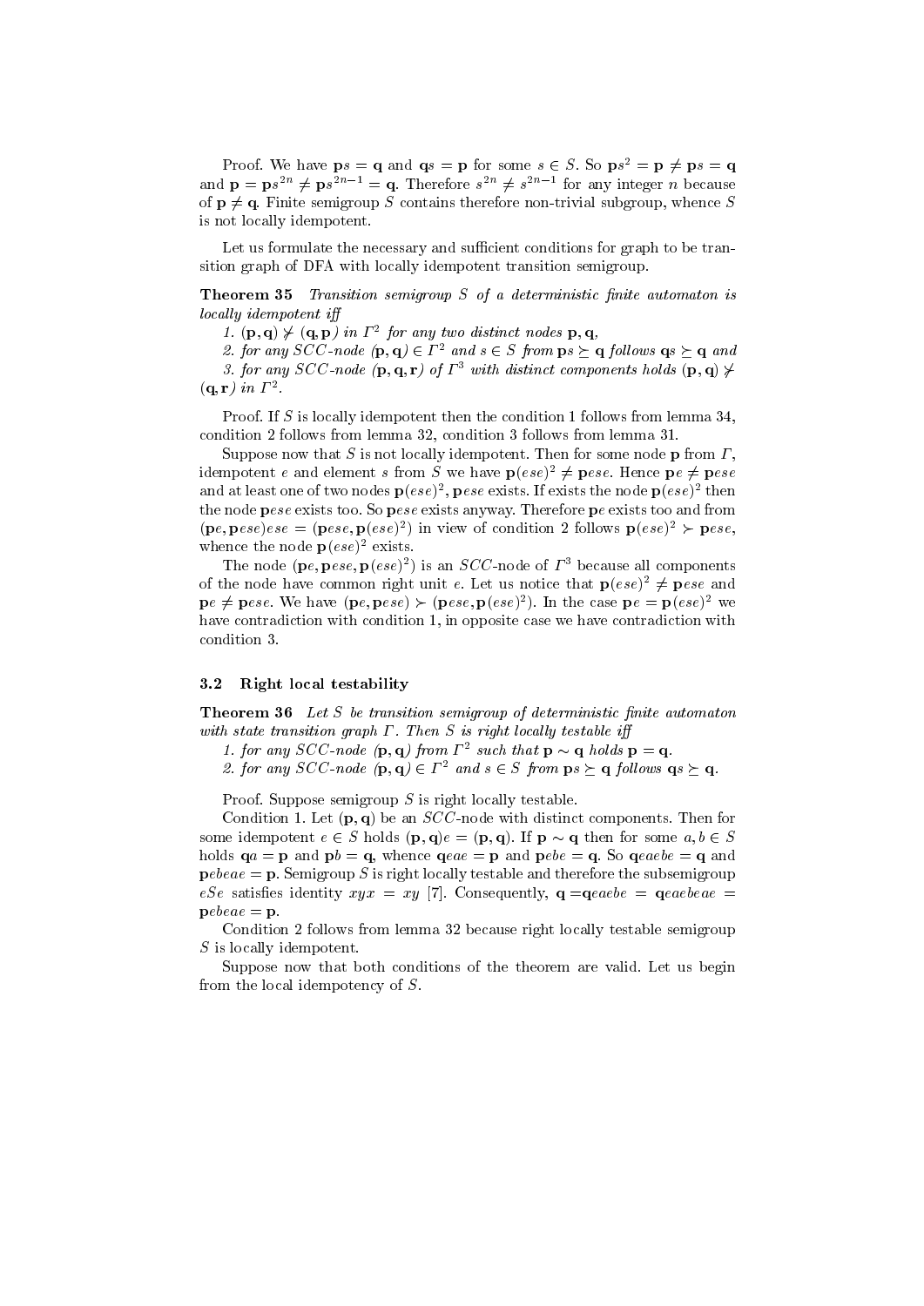Proof. We have $\mathbf{p}s = \mathbf{q}$ and $\mathbf{q}s = \mathbf{p}$ for some $s \in S$. So $\mathbf{p}s^2 = \mathbf{p} \neq \mathbf{p}s = \mathbf{q}$ and $\mathbf{p} = \mathbf{p}s^{2n} \neq \mathbf{p}s^{2n-1} = \mathbf{q}$. Therefore $s^{2n} \neq s^{2n-1}$ for any integer $n$ because of $\mathbf{p} \neq \mathbf{q}$. Finite semigroup $S$ contains therefore non-trivial subgroup, whence $S$ is not locally idempotent.

Let us formulate the necessary and sufficient conditions for graph to be transition graph of DFA with locally idempotent transition semigroup.

**Theorem 35** *Transition semigroup $S$ of a deterministic finite automaton is locally idempotent iff*

*1. $(\mathbf{p}, \mathbf{q}) \not\succ (\mathbf{q}, \mathbf{p})$ in $\Gamma^2$ for any two distinct nodes $\mathbf{p}, \mathbf{q}$,*

*2. for any SCC-node $(\mathbf{p}, \mathbf{q}) \in \Gamma^2$ and $s \in S$ from $\mathbf{p}s \succeq \mathbf{q}$ follows $\mathbf{q}s \succeq \mathbf{q}$ and*

*3. for any SCC-node $(\mathbf{p}, \mathbf{q}, \mathbf{r})$ of $\Gamma^3$ with distinct components holds $(\mathbf{p}, \mathbf{q}) \not\succ (\mathbf{q}, \mathbf{r})$ in $\Gamma^2$.*

Proof. If $S$ is locally idempotent then the condition 1 follows from lemma 34, condition 2 follows from lemma 32, condition 3 follows from lemma 31.

Suppose now that $S$ is not locally idempotent. Then for some node $\mathbf{p}$ from $\Gamma$, idempotent $e$ and element $s$ from $S$ we have $\mathbf{p}(ese)^2 \neq \mathbf{p}ese$. Hence $\mathbf{p}e \neq \mathbf{p}ese$ and at least one of two nodes $\mathbf{p}(ese)^2, \mathbf{p}ese$ exists. If exists the node $\mathbf{p}(ese)^2$ then the node $\mathbf{p}ese$ exists too. So $\mathbf{p}ese$ exists anyway. Therefore $\mathbf{p}e$ exists too and from $(\mathbf{p}e, \mathbf{p}ese)ese = (\mathbf{p}ese, \mathbf{p}(ese)^2)$ in view of condition 2 follows $\mathbf{p}(ese)^2 \succ \mathbf{p}ese$, whence the node $\mathbf{p}(ese)^2$ exists.

The node $(\mathbf{p}e, \mathbf{p}ese, \mathbf{p}(ese)^2)$ is an $SCC$-node of $\Gamma^3$ because all components of the node have common right unit $e$. Let us notice that $\mathbf{p}(ese)^2 \neq \mathbf{p}ese$ and $\mathbf{p}e \neq \mathbf{p}ese$. We have $(\mathbf{p}e, \mathbf{p}ese) \succ (\mathbf{p}ese, \mathbf{p}(ese)^2)$. In the case $\mathbf{p}e = \mathbf{p}(ese)^2$ we have contradiction with condition 1, in opposite case we have contradiction with condition 3.

### 3.2 Right local testability

**Theorem 36** *Let $S$ be transition semigroup of deterministic finite automaton with state transition graph $\Gamma$. Then $S$ is right locally testable iff*

*1. for any SCC-node $(\mathbf{p}, \mathbf{q})$ from $\Gamma^2$ such that $\mathbf{p} \sim \mathbf{q}$ holds $\mathbf{p} = \mathbf{q}$.*

*2. for any SCC-node $(\mathbf{p}, \mathbf{q}) \in \Gamma^2$ and $s \in S$ from $\mathbf{p}s \succeq \mathbf{q}$ follows $\mathbf{q}s \succeq \mathbf{q}$.*

Proof. Suppose semigroup $S$ is right locally testable.

Condition 1. Let $(\mathbf{p}, \mathbf{q})$ be an $SCC$-node with distinct components. Then for some idempotent $e \in S$ holds $(\mathbf{p}, \mathbf{q})e = (\mathbf{p}, \mathbf{q})$. If $\mathbf{p} \sim \mathbf{q}$ then for some $a, b \in S$ holds $\mathbf{q}a = \mathbf{p}$ and $\mathbf{p}b = \mathbf{q}$, whence $\mathbf{q}eae = \mathbf{p}$ and $\mathbf{p}ebe = \mathbf{q}$. So $\mathbf{q}eaebe = \mathbf{q}$ and $\mathbf{p}ebeae = \mathbf{p}$. Semigroup $S$ is right locally testable and therefore the subsemigroup $eSe$ satisfies identity $xyx = xy$ [7]. Consequently, $\mathbf{q} = \mathbf{q}eaebe = \mathbf{q}eaebeae = \mathbf{p}ebeae = \mathbf{p}$.

Condition 2 follows from lemma 32 because right locally testable semigroup $S$ is locally idempotent.

Suppose now that both conditions of the theorem are valid. Let us begin from the local idempotency of $S$.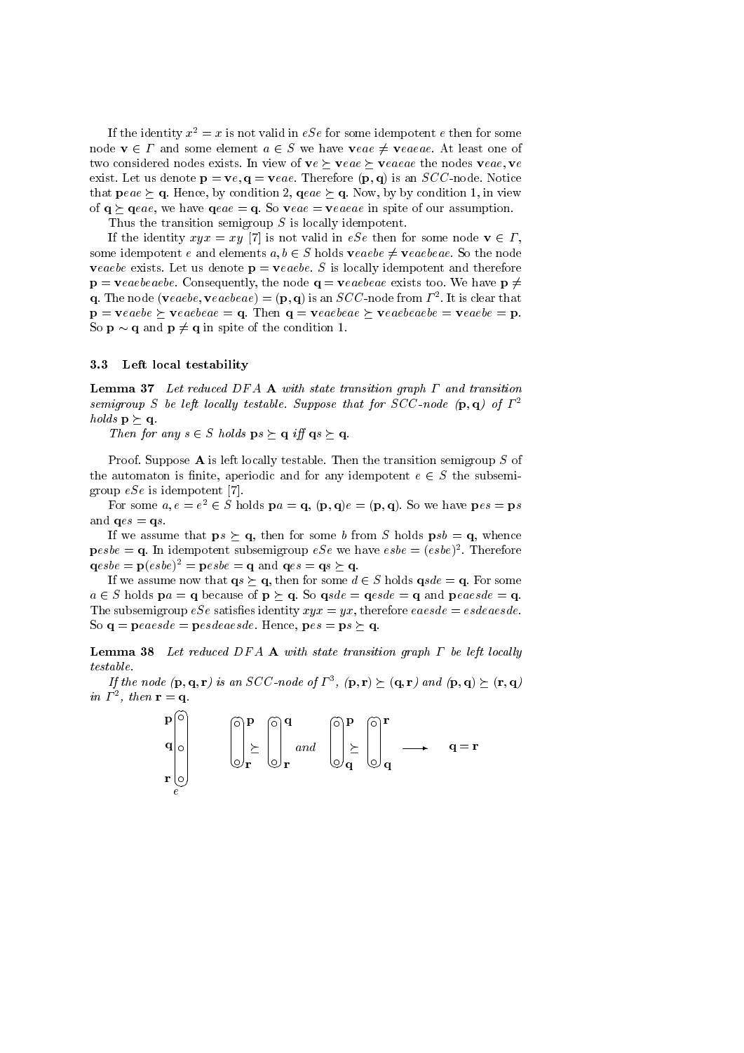If the identity $x^2 = x$ is not valid in $eSe$ for some idempotent $e$ then for some node $\mathbf{v} \in \Gamma$ and some element $a \in S$ we have $\mathbf{v}eae \neq \mathbf{v}eaeae$. At least one of two considered nodes exists. In view of $\mathbf{v}e \succeq \mathbf{v}eae \succeq \mathbf{v}eaeae$ the nodes $\mathbf{v}eae, \mathbf{v}e$ exist. Let us denote $\mathbf{p} = \mathbf{v}e, \mathbf{q} = \mathbf{v}eae$. Therefore $(\mathbf{p}, \mathbf{q})$ is an $SCC$-node. Notice that $\mathbf{p}eae \succeq \mathbf{q}$. Hence, by condition 2, $\mathbf{q}eae \succeq \mathbf{q}$. Now, by by condition 1, in view of $\mathbf{q} \succeq \mathbf{q}eae$, we have $\mathbf{q}eae = \mathbf{q}$. So $\mathbf{v}eae = \mathbf{v}eaeae$ in spite of our assumption.

Thus the transition semigroup $S$ is locally idempotent.

If the identity $xyx = xy$ [7] is not valid in $eSe$ then for some node $\mathbf{v} \in \Gamma$, some idempotent $e$ and elements $a, b \in S$ holds $\mathbf{v}eaebe \neq \mathbf{v}eaebeae$. So the node $\mathbf{v}eaebe$ exists. Let us denote $\mathbf{p} = \mathbf{v}eaebe$. $S$ is locally idempotent and therefore $\mathbf{p} = \mathbf{v}eaebeaebe$. Consequently, the node $\mathbf{q} = \mathbf{v}eaebeae$ exists too. We have $\mathbf{p} \neq \mathbf{q}$. The node $(\mathbf{v}eaebe, \mathbf{v}eaebeae) = (\mathbf{p}, \mathbf{q})$ is an $SCC$-node from $\Gamma^2$. It is clear that $\mathbf{p} = \mathbf{v}eaebe \succeq \mathbf{v}eaebeae = \mathbf{q}$. Then $\mathbf{q} = \mathbf{v}eaebeae \succeq \mathbf{v}eaebeaebe = \mathbf{v}eaebe = \mathbf{p}$. So $\mathbf{p} \sim \mathbf{q}$ and $\mathbf{p} \neq \mathbf{q}$ in spite of the condition 1.

### 3.3 Left local testability

**Lemma 37** *Let reduced DFA $\mathbf{A}$ with state transition graph $\Gamma$ and transition semigroup $S$ be left locally testable. Suppose that for $SCC$-node $(\mathbf{p}, \mathbf{q})$ of $\Gamma^2$ holds $\mathbf{p} \succeq \mathbf{q}$.*

*Then for any $s \in S$ holds $\mathbf{p}s \succeq \mathbf{q}$ iff $\mathbf{q}s \succeq \mathbf{q}$.*

Proof. Suppose $\mathbf{A}$ is left locally testable. Then the transition semigroup $S$ of the automaton is finite, aperiodic and for any idempotent $e \in S$ the subsemigroup $eSe$ is idempotent [7].

For some $a, e = e^2 \in S$ holds $\mathbf{p}a = \mathbf{q}$, $(\mathbf{p}, \mathbf{q})e = (\mathbf{p}, \mathbf{q})$. So we have $\mathbf{p}es = \mathbf{p}s$ and $\mathbf{q}es = \mathbf{q}s$.

If we assume that $\mathbf{p}s \succeq \mathbf{q}$, then for some $b$ from $S$ holds $\mathbf{p}sb = \mathbf{q}$, whence $\mathbf{p}esbe = \mathbf{q}$. In idempotent subsemigroup $eSe$ we have $esbe = (esbe)^2$. Therefore $\mathbf{q}esbe = \mathbf{p}(esbe)^2 = \mathbf{p}esbe = \mathbf{q}$ and $\mathbf{q}es = \mathbf{q}s \succeq \mathbf{q}$.

If we assume now that $\mathbf{q}s \succeq \mathbf{q}$, then for some $d \in S$ holds $\mathbf{q}sde = \mathbf{q}$. For some $a \in S$ holds $\mathbf{p}a = \mathbf{q}$ because of $\mathbf{p} \succeq \mathbf{q}$. So $\mathbf{q}sde = \mathbf{q}esde = \mathbf{q}$ and $\mathbf{p}eaesde = \mathbf{q}$. The subsemigroup $eSe$ satisfies identity $xyx = yx$, therefore $eaesde = esdeaesde$. So $\mathbf{q} = \mathbf{p}eaesde = \mathbf{p}esdeaesde$. Hence, $\mathbf{p}es = \mathbf{p}s \succeq \mathbf{q}$.

**Lemma 38** *Let reduced DFA $\mathbf{A}$ with state transition graph $\Gamma$ be left locally testable.*

*If the node $(\mathbf{p}, \mathbf{q}, \mathbf{r})$ is an $SCC$-node of $\Gamma^3$, $(\mathbf{p}, \mathbf{r}) \succeq (\mathbf{q}, \mathbf{r})$ and $(\mathbf{p}, \mathbf{q}) \succeq (\mathbf{r}, \mathbf{q})$ in $\Gamma^2$, then $\mathbf{r} = \mathbf{q}$.*

$$\begin{pmatrix}\mathbf{p}\\ \mathbf{q}\\ \mathbf{r}\end{pmatrix}_e \qquad \begin{pmatrix}\mathbf{p}\\ \mathbf{r}\end{pmatrix} \succeq \begin{pmatrix}\mathbf{q}\\ \mathbf{r}\end{pmatrix} \text{ and } \begin{pmatrix}\mathbf{p}\\ \mathbf{q}\end{pmatrix} \succeq \begin{pmatrix}\mathbf{r}\\ \mathbf{q}\end{pmatrix} \longrightarrow \mathbf{q} = \mathbf{r}$$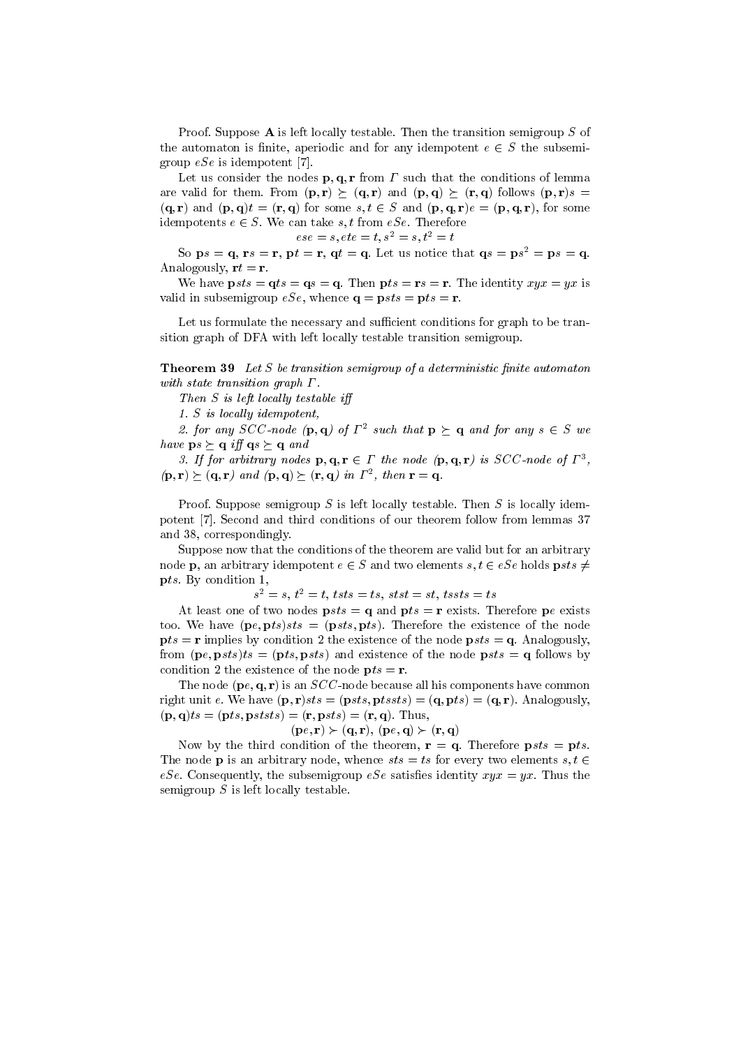Proof. Suppose $\mathbf{A}$ is left locally testable. Then the transition semigroup $S$ of the automaton is finite, aperiodic and for any idempotent $e \in S$ the subsemigroup $eSe$ is idempotent [7].

Let us consider the nodes $\mathbf{p}, \mathbf{q}, \mathbf{r}$ from $\Gamma$ such that the conditions of lemma are valid for them. From $(\mathbf{p}, \mathbf{r}) \succeq (\mathbf{q}, \mathbf{r})$ and $(\mathbf{p}, \mathbf{q}) \succeq (\mathbf{r}, \mathbf{q})$ follows $(\mathbf{p}, \mathbf{r})s = (\mathbf{q}, \mathbf{r})$ and $(\mathbf{p}, \mathbf{q})t = (\mathbf{r}, \mathbf{q})$ for some $s, t \in S$ and $(\mathbf{p}, \mathbf{q}, \mathbf{r})e = (\mathbf{p}, \mathbf{q}, \mathbf{r})$, for some idempotents $e \in S$. We can take $s, t$ from $eSe$. Therefore

$$ese = s, ete = t, s^2 = s, t^2 = t$$

So $\mathbf{p}s = \mathbf{q}$, $\mathbf{r}s = \mathbf{r}$, $\mathbf{p}t = \mathbf{r}$, $\mathbf{q}t = \mathbf{q}$. Let us notice that $\mathbf{q}s = \mathbf{p}s^2 = \mathbf{p}s = \mathbf{q}$. Analogously, $\mathbf{r}t = \mathbf{r}$.

We have $\mathbf{p}sts = \mathbf{q}ts = \mathbf{q}s = \mathbf{q}$. Then $\mathbf{p}ts = \mathbf{r}s = \mathbf{r}$. The identity $xyx = yx$ is valid in subsemigroup $eSe$, whence $\mathbf{q} = \mathbf{p}sts = \mathbf{p}ts = \mathbf{r}$.

Let us formulate the necessary and sufficient conditions for graph to be transition graph of DFA with left locally testable transition semigroup.

**Theorem 39** *Let $S$ be transition semigroup of a deterministic finite automaton with state transition graph $\Gamma$.*

*Then $S$ is left locally testable iff*

*1. $S$ is locally idempotent,*

*2. for any SCC-node $(\mathbf{p}, \mathbf{q})$ of $\Gamma^2$ such that $\mathbf{p} \succeq \mathbf{q}$ and for any $s \in S$ we have $\mathbf{p}s \succeq \mathbf{q}$ iff $\mathbf{q}s \succeq \mathbf{q}$ and*

*3. If for arbitrary nodes $\mathbf{p}, \mathbf{q}, \mathbf{r} \in \Gamma$ the node $(\mathbf{p}, \mathbf{q}, \mathbf{r})$ is SCC-node of $\Gamma^3$, $(\mathbf{p}, \mathbf{r}) \succeq (\mathbf{q}, \mathbf{r})$ and $(\mathbf{p}, \mathbf{q}) \succeq (\mathbf{r}, \mathbf{q})$ in $\Gamma^2$, then $\mathbf{r} = \mathbf{q}$.*

Proof. Suppose semigroup $S$ is left locally testable. Then $S$ is locally idempotent [7]. Second and third conditions of our theorem follow from lemmas 37 and 38, correspondingly.

Suppose now that the conditions of the theorem are valid but for an arbitrary node $\mathbf{p}$, an arbitrary idempotent $e \in S$ and two elements $s, t \in eSe$ holds $\mathbf{p}sts \neq \mathbf{p}ts$. By condition 1,

$$s^2 = s,\ t^2 = t,\ tsts = ts,\ stst = st,\ tssts = ts$$

At least one of two nodes $\mathbf{p}sts = \mathbf{q}$ and $\mathbf{p}ts = \mathbf{r}$ exists. Therefore $\mathbf{p}e$ exists too. We have $(\mathbf{p}e, \mathbf{p}ts)sts = (\mathbf{p}sts, \mathbf{p}ts)$. Therefore the existence of the node $\mathbf{p}ts = \mathbf{r}$ implies by condition 2 the existence of the node $\mathbf{p}sts = \mathbf{q}$. Analogously, from $(\mathbf{p}e, \mathbf{p}sts)ts = (\mathbf{p}ts, \mathbf{p}sts)$ and existence of the node $\mathbf{p}sts = \mathbf{q}$ follows by condition 2 the existence of the node $\mathbf{p}ts = \mathbf{r}$.

The node $(\mathbf{p}e, \mathbf{q}, \mathbf{r})$ is an $SCC$-node because all his components have common right unit $e$. We have $(\mathbf{p}, \mathbf{r})sts = (\mathbf{p}sts, \mathbf{p}tssts) = (\mathbf{q}, \mathbf{p}ts) = (\mathbf{q}, \mathbf{r})$. Analogously, $(\mathbf{p}, \mathbf{q})ts = (\mathbf{p}ts, \mathbf{p}ststs) = (\mathbf{r}, \mathbf{p}sts) = (\mathbf{r}, \mathbf{q})$. Thus,

$$(\mathbf{p}e, \mathbf{r}) \succ (\mathbf{q}, \mathbf{r}),\ (\mathbf{p}e, \mathbf{q}) \succ (\mathbf{r}, \mathbf{q})$$

Now by the third condition of the theorem, $\mathbf{r} = \mathbf{q}$. Therefore $\mathbf{p}sts = \mathbf{p}ts$. The node $\mathbf{p}$ is an arbitrary node, whence $sts = ts$ for every two elements $s, t \in eSe$. Consequently, the subsemigroup $eSe$ satisfies identity $xyx = yx$. Thus the semigroup $S$ is left locally testable.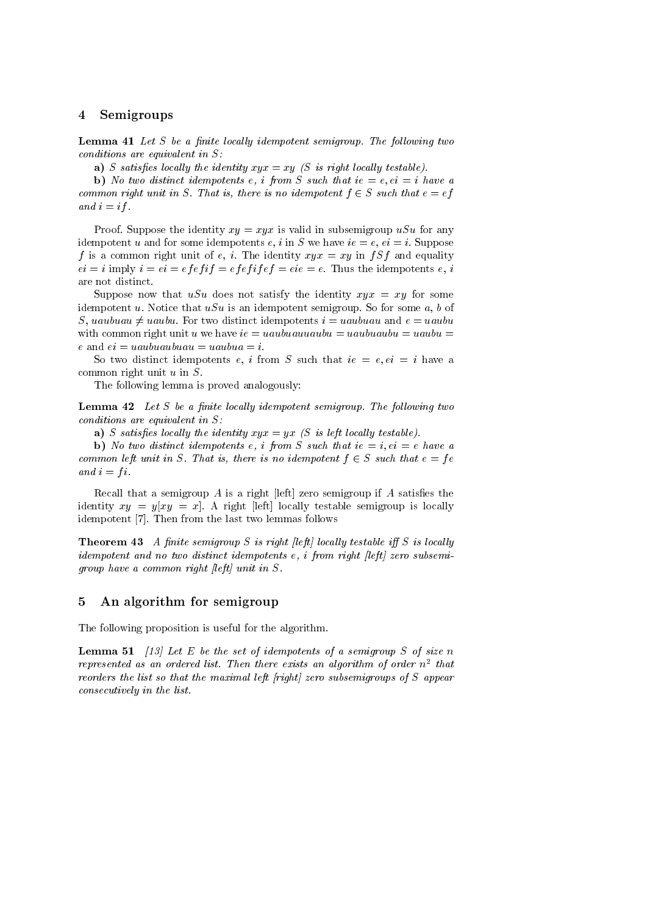## 4 Semigroups

**Lemma 41** *Let $S$ be a finite locally idempotent semigroup. The following two conditions are equivalent in $S$:*

**a)** *$S$ satisfies locally the identity $xyx = xy$ ($S$ is right locally testable).*

**b)** *No two distinct idempotents $e$, $i$ from $S$ such that $ie = e, ei = i$ have a common right unit in $S$. That is, there is no idempotent $f \in S$ such that $e = ef$ and $i = if$.*

Proof. Suppose the identity $xy = xyx$ is valid in subsemigroup $uSu$ for any idempotent $u$ and for some idempotents $e$, $i$ in $S$ we have $ie = e$, $ei = i$. Suppose $f$ is a common right unit of $e$, $i$. The identity $xyx = xy$ in $fSf$ and equality $ei = i$ imply $i = ei = efefif = efefifef = eie = e$. Thus the idempotents $e$, $i$ are not distinct.

Suppose now that $uSu$ does not satisfy the identity $xyx = xy$ for some idempotent $u$. Notice that $uSu$ is an idempotent semigroup. So for some $a$, $b$ of $S$, $uaubuau \neq uaubu$. For two distinct idempotents $i = uaubuau$ and $e = uaubu$ with common right unit $u$ we have $ie = uaubuauuaubu = uaubuaubu = uaubu = e$ and $ei = uaubuaubuau = uaubua = i$.

So two distinct idempotents $e$, $i$ from $S$ such that $ie = e, ei = i$ have a common right unit $u$ in $S$.

The following lemma is proved analogously:

**Lemma 42** *Let $S$ be a finite locally idempotent semigroup. The following two conditions are equivalent in $S$:*

**a)** *$S$ satisfies locally the identity $xyx = yx$ ($S$ is left locally testable).*

**b)** *No two distinct idempotents $e$, $i$ from $S$ such that $ie = i, ei = e$ have a common left unit in $S$. That is, there is no idempotent $f \in S$ such that $e = fe$ and $i = fi$.*

Recall that a semigroup $A$ is a right [left] zero semigroup if $A$ satisfies the identity $xy = y[xy = x]$. A right [left] locally testable semigroup is locally idempotent [7]. Then from the last two lemmas follows

**Theorem 43** *A finite semigroup $S$ is right [left] locally testable iff $S$ is locally idempotent and no two distinct idempotents $e$, $i$ from right [left] zero subsemigroup have a common right [left] unit in $S$.*

## 5 An algorithm for semigroup

The following proposition is useful for the algorithm.

**Lemma 51** *[13] Let $E$ be the set of idempotents of a semigroup $S$ of size $n$ represented as an ordered list. Then there exists an algorithm of order $n^2$ that reorders the list so that the maximal left [right] zero subsemigroups of $S$ appear consecutively in the list.*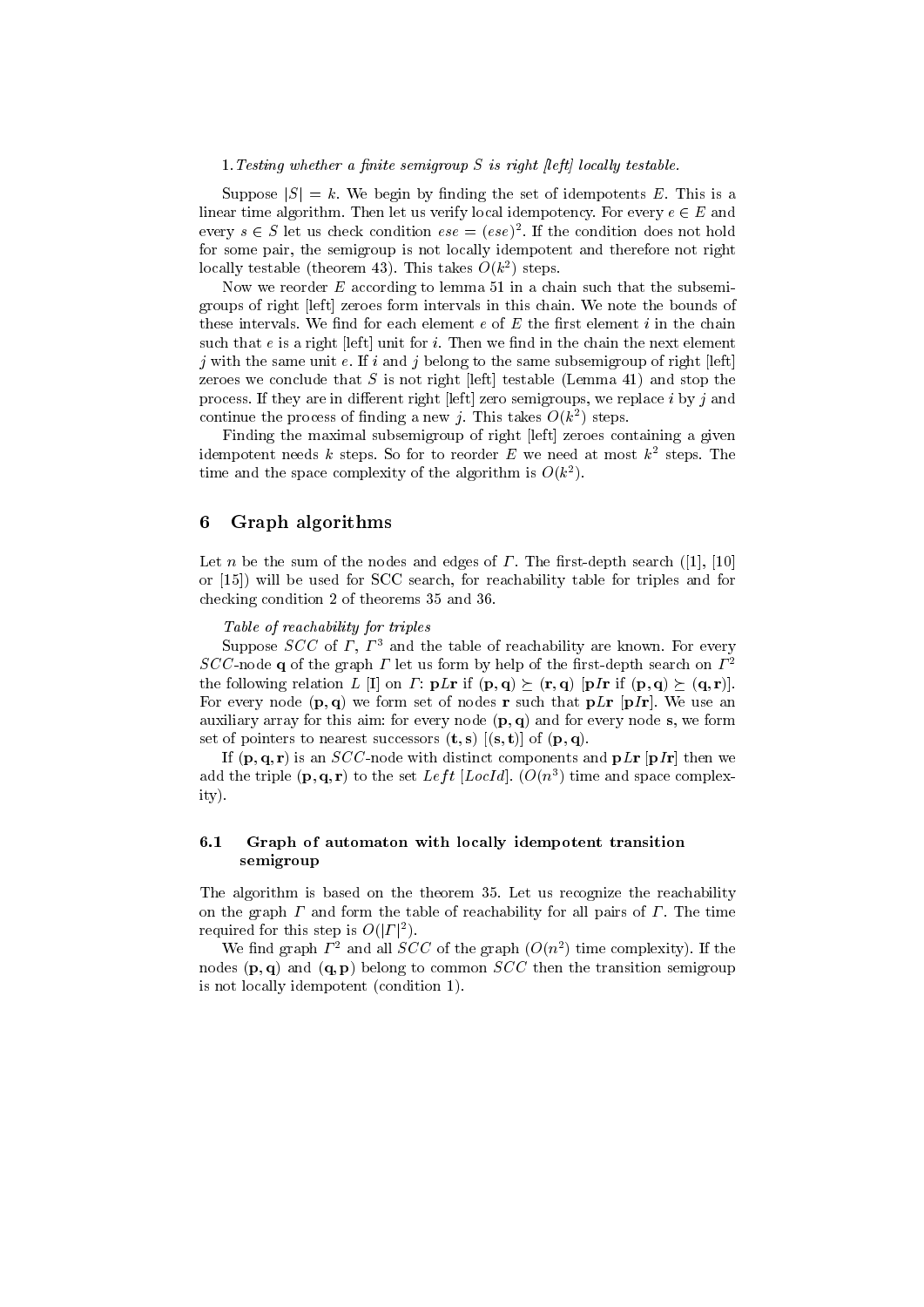1. *Testing whether a finite semigroup $S$ is right [left] locally testable.*

Suppose $|S| = k$. We begin by finding the set of idempotents $E$. This is a linear time algorithm. Then let us verify local idempotency. For every $e \in E$ and every $s \in S$ let us check condition $ese = (ese)^2$. If the condition does not hold for some pair, the semigroup is not locally idempotent and therefore not right locally testable (theorem 43). This takes $O(k^2)$ steps.

Now we reorder $E$ according to lemma 51 in a chain such that the subsemigroups of right [left] zeroes form intervals in this chain. We note the bounds of these intervals. We find for each element $e$ of $E$ the first element $i$ in the chain such that $e$ is a right [left] unit for $i$. Then we find in the chain the next element $j$ with the same unit $e$. If $i$ and $j$ belong to the same subsemigroup of right [left] zeroes we conclude that $S$ is not right [left] testable (Lemma 41) and stop the process. If they are in different right [left] zero semigroups, we replace $i$ by $j$ and continue the process of finding a new $j$. This takes $O(k^2)$ steps.

Finding the maximal subsemigroup of right [left] zeroes containing a given idempotent needs $k$ steps. So for to reorder $E$ we need at most $k^2$ steps. The time and the space complexity of the algorithm is $O(k^2)$.

## 6 Graph algorithms

Let $n$ be the sum of the nodes and edges of $\Gamma$. The first-depth search ([1], [10] or [15]) will be used for SCC search, for reachability table for triples and for checking condition 2 of theorems 35 and 36.

*Table of reachability for triples*

Suppose $SCC$ of $\Gamma$, $\Gamma^3$ and the table of reachability are known. For every $SCC$-node $\mathbf{q}$ of the graph $\Gamma$ let us form by help of the first-depth search on $\Gamma^2$ the following relation $L$ [I] on $\Gamma$: $\mathbf{p}L\mathbf{r}$ if $(\mathbf{p},\mathbf{q}) \succeq (\mathbf{r},\mathbf{q})$ [$\mathbf{p}I\mathbf{r}$ if $(\mathbf{p},\mathbf{q}) \succeq (\mathbf{q},\mathbf{r})$]. For every node $(\mathbf{p},\mathbf{q})$ we form set of nodes $\mathbf{r}$ such that $\mathbf{p}L\mathbf{r}$ [$\mathbf{p}I\mathbf{r}$]. We use an auxiliary array for this aim: for every node $(\mathbf{p},\mathbf{q})$ and for every node $\mathbf{s}$, we form set of pointers to nearest successors $(\mathbf{t},\mathbf{s})$ [$(\mathbf{s},\mathbf{t})$] of $(\mathbf{p},\mathbf{q})$.

If $(\mathbf{p},\mathbf{q},\mathbf{r})$ is an $SCC$-node with distinct components and $\mathbf{p}L\mathbf{r}$ [$\mathbf{p}I\mathbf{r}$] then we add the triple $(\mathbf{p},\mathbf{q},\mathbf{r})$ to the set $Left$ [$LocId$]. ($O(n^3)$ time and space complexity).

### 6.1 Graph of automaton with locally idempotent transition semigroup

The algorithm is based on the theorem 35. Let us recognize the reachability on the graph $\Gamma$ and form the table of reachability for all pairs of $\Gamma$. The time required for this step is $O(|\Gamma|^2)$.

We find graph $\Gamma^2$ and all $SCC$ of the graph ($O(n^2)$ time complexity). If the nodes $(\mathbf{p},\mathbf{q})$ and $(\mathbf{q},\mathbf{p})$ belong to common $SCC$ then the transition semigroup is not locally idempotent (condition 1).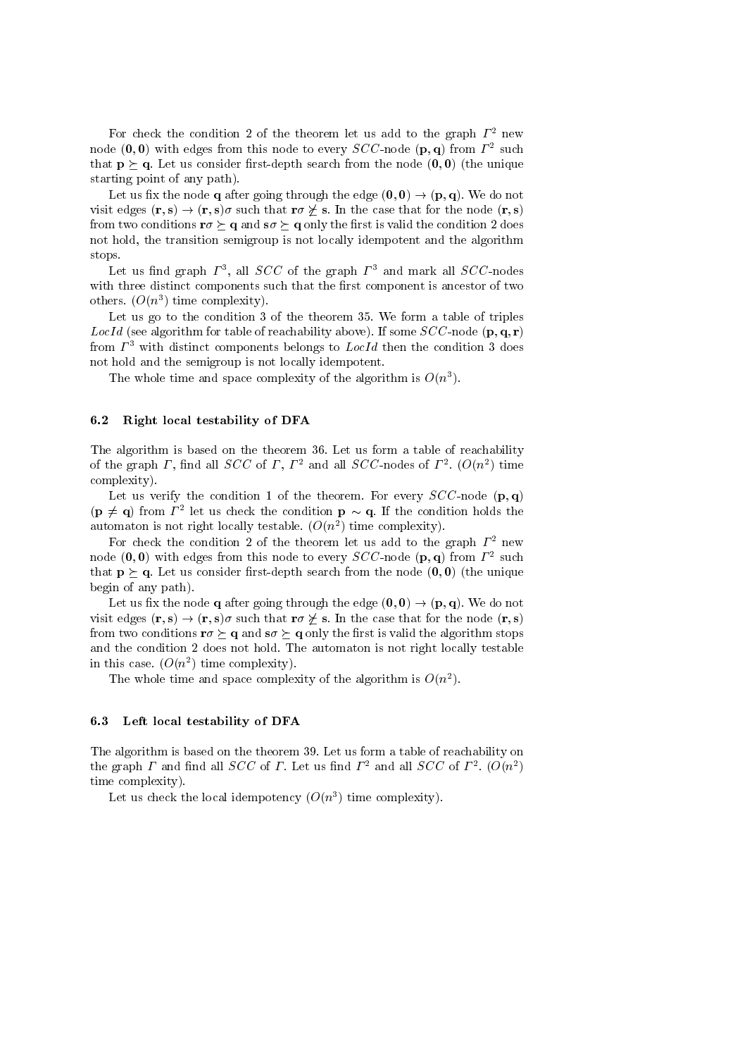For check the condition 2 of the theorem let us add to the graph $\Gamma^2$ new node $(\mathbf{0},\mathbf{0})$ with edges from this node to every $SCC$-node $(\mathbf{p},\mathbf{q})$ from $\Gamma^2$ such that $\mathbf{p} \succeq \mathbf{q}$. Let us consider first-depth search from the node $(\mathbf{0},\mathbf{0})$ (the unique starting point of any path).

Let us fix the node $\mathbf{q}$ after going through the edge $(\mathbf{0},\mathbf{0}) \to (\mathbf{p},\mathbf{q})$. We do not visit edges $(\mathbf{r},\mathbf{s}) \to (\mathbf{r},\mathbf{s})\sigma$ such that $\mathbf{r}\sigma \not\succeq \mathbf{s}$. In the case that for the node $(\mathbf{r},\mathbf{s})$ from two conditions $\mathbf{r}\sigma \succeq \mathbf{q}$ and $\mathbf{s}\sigma \succeq \mathbf{q}$ only the first is valid the condition 2 does not hold, the transition semigroup is not locally idempotent and the algorithm stops.

Let us find graph $\Gamma^3$, all $SCC$ of the graph $\Gamma^3$ and mark all $SCC$-nodes with three distinct components such that the first component is ancestor of two others. ($O(n^3)$ time complexity).

Let us go to the condition 3 of the theorem 35. We form a table of triples $LocId$ (see algorithm for table of reachability above). If some $SCC$-node $(\mathbf{p},\mathbf{q},\mathbf{r})$ from $\Gamma^3$ with distinct components belongs to $LocId$ then the condition 3 does not hold and the semigroup is not locally idempotent.

The whole time and space complexity of the algorithm is $O(n^3)$.

### 6.2 Right local testability of DFA

The algorithm is based on the theorem 36. Let us form a table of reachability of the graph $\Gamma$, find all $SCC$ of $\Gamma$, $\Gamma^2$ and all $SCC$-nodes of $\Gamma^2$. ($O(n^2)$ time complexity).

Let us verify the condition 1 of the theorem. For every $SCC$-node $(\mathbf{p},\mathbf{q})$ ($\mathbf{p} \neq \mathbf{q}$) from $\Gamma^2$ let us check the condition $\mathbf{p} \sim \mathbf{q}$. If the condition holds the automaton is not right locally testable. ($O(n^2)$ time complexity).

For check the condition 2 of the theorem let us add to the graph $\Gamma^2$ new node $(\mathbf{0},\mathbf{0})$ with edges from this node to every $SCC$-node $(\mathbf{p},\mathbf{q})$ from $\Gamma^2$ such that $\mathbf{p} \succeq \mathbf{q}$. Let us consider first-depth search from the node $(\mathbf{0},\mathbf{0})$ (the unique begin of any path).

Let us fix the node $\mathbf{q}$ after going through the edge $(\mathbf{0},\mathbf{0}) \to (\mathbf{p},\mathbf{q})$. We do not visit edges $(\mathbf{r},\mathbf{s}) \to (\mathbf{r},\mathbf{s})\sigma$ such that $\mathbf{r}\sigma \not\succeq \mathbf{s}$. In the case that for the node $(\mathbf{r},\mathbf{s})$ from two conditions $\mathbf{r}\sigma \succeq \mathbf{q}$ and $\mathbf{s}\sigma \succeq \mathbf{q}$ only the first is valid the algorithm stops and the condition 2 does not hold. The automaton is not right locally testable in this case. ($O(n^2)$ time complexity).

The whole time and space complexity of the algorithm is $O(n^2)$.

### 6.3 Left local testability of DFA

The algorithm is based on the theorem 39. Let us form a table of reachability on the graph $\Gamma$ and find all $SCC$ of $\Gamma$. Let us find $\Gamma^2$ and all $SCC$ of $\Gamma^2$. ($O(n^2)$ time complexity).

Let us check the local idempotency ($O(n^3)$ time complexity).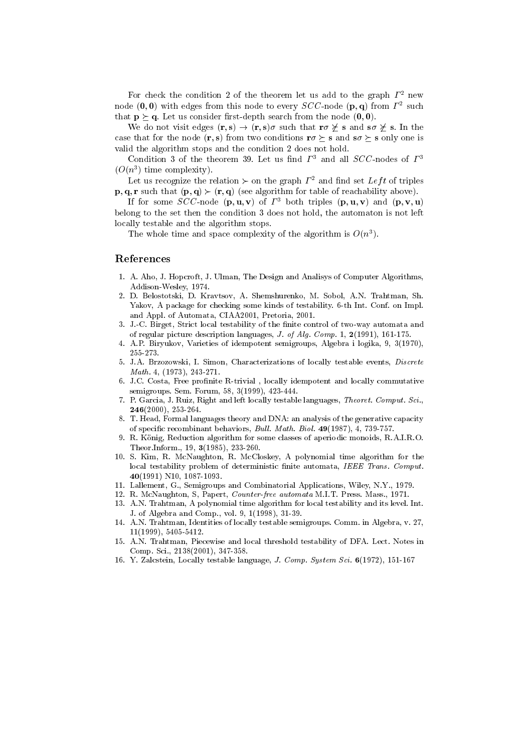For check the condition 2 of the theorem let us add to the graph $\Gamma^2$ new node $(\mathbf{0}, \mathbf{0})$ with edges from this node to every $SCC$-node $(\mathbf{p}, \mathbf{q})$ from $\Gamma^2$ such that $\mathbf{p} \succeq \mathbf{q}$. Let us consider first-depth search from the node $(\mathbf{0}, \mathbf{0})$.

We do not visit edges $(\mathbf{r}, \mathbf{s}) \to (\mathbf{r}, \mathbf{s})\sigma$ such that $\mathbf{r}\sigma \not\succeq \mathbf{s}$ and $\mathbf{s}\sigma \not\succeq \mathbf{s}$. In the case that for the node $(\mathbf{r}, \mathbf{s})$ from two conditions $\mathbf{r}\sigma \succeq \mathbf{s}$ and $\mathbf{s}\sigma \succeq \mathbf{s}$ only one is valid the algorithm stops and the condition 2 does not hold.

Condition 3 of the theorem 39. Let us find $\Gamma^3$ and all $SCC$-nodes of $\Gamma^3$ ($O(n^3)$ time complexity).

Let us recognize the relation $\succ$ on the graph $\Gamma^2$ and find set $Left$ of triples $\mathbf{p}, \mathbf{q}, \mathbf{r}$ such that $(\mathbf{p}, \mathbf{q}) \succ (\mathbf{r}, \mathbf{q})$ (see algorithm for table of reachability above).

If for some $SCC$-node $(\mathbf{p}, \mathbf{u}, \mathbf{v})$ of $\Gamma^3$ both triples $(\mathbf{p}, \mathbf{u}, \mathbf{v})$ and $(\mathbf{p}, \mathbf{v}, \mathbf{u})$ belong to the set then the condition 3 does not hold, the automaton is not left locally testable and the algorithm stops.

The whole time and space complexity of the algorithm is $O(n^3)$.

## References

1. A. Aho, J. Hopcroft, J. Ulman, The Design and Analisys of Computer Algorithms, Addison-Wesley, 1974.
2. D. Belostotski, D. Kravtsov, A. Shemshurenko, M. Sobol, A.N. Trahtman, Sh. Yakov, A package for checking some kinds of testability. 6-th Int. Conf. on Impl. and Appl. of Automata, CIAA2001, Pretoria, 2001.
3. J.-C. Birget, Strict local testability of the finite control of two-way automata and of regular picture description languages, *J. of Alg. Comp.* 1, **2**(1991), 161-175.
4. A.P. Biryukov, Varieties of idempotent semigroups, Algebra i logika, 9, 3(1970), 255-273.
5. J.A. Brzozowski, I. Simon, Characterizations of locally testable events, *Discrete Math.* 4, (1973), 243-271.
6. J.C. Costa, Free profinite R-trivial , locally idempotent and locally commutative semigroups. Sem. Forum, 58, 3(1999), 423-444.
7. P. Garcia, J. Ruiz, Right and left locally testable languages, *Theoret. Comput. Sci.*, **246**(2000), 253-264.
8. T. Head, Formal languages theory and DNA: an analysis of the generative capacity of specific recombinant behaviors, *Bull. Math. Biol.* **49**(1987), 4, 739-757.
9. R. König, Reduction algorithm for some classes of aperiodic monoids, R.A.I.R.O. Theor.Inform., 19, **3**(1985), 233-260.
10. S. Kim, R. McNaughton, R. McCloskey, A polynomial time algorithm for the local testability problem of deterministic finite automata, *IEEE Trans. Comput.* **40**(1991) N10, 1087-1093.
11. Lallement, G., Semigroups and Combinatorial Applications, Wiley, N.Y., 1979.
12. R. McNaughton, S, Papert, *Counter-free automata* M.I.T. Press. Mass., 1971.
13. A.N. Trahtman, A polynomial time algorithm for local testability and its level. Int. J. of Algebra and Comp., vol. 9, 1(1998), 31-39.
14. A.N. Trahtman, Identities of locally testable semigroups. Comm. in Algebra, v. 27, 11(1999), 5405-5412.
15. A.N. Trahtman, Piecewise and local threshold testability of DFA. Lect. Notes in Comp. Sci., 2138(2001), 347-358.
16. Y. Zalcstein, Locally testable language, *J. Comp. System Sci.* **6**(1972), 151-167